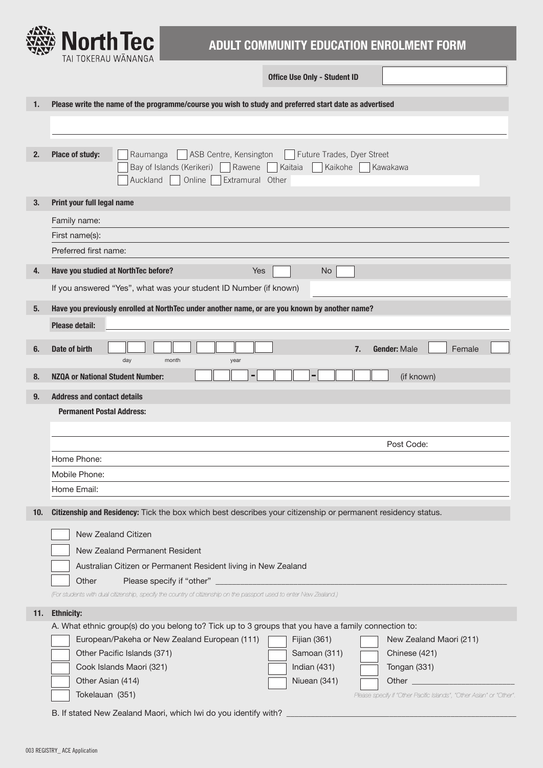NorthTec
TAI TOKERAU WĀNANGA

# ADULT COMMUNITY EDUCATION ENROLMENT FORM

**Office Use Only - Student ID** ______

**1. Please write the name of the programme/course you wish to study and preferred start date as advertised**

______

**2. Place of study:**
☐ Raumanga ☐ ASB Centre, Kensington ☐ Future Trades, Dyer Street
☐ Bay of Islands (Kerikeri) ☐ Rawene ☐ Kaitaia ☐ Kaikohe ☐ Kawakawa
☐ Auckland ☐ Online ☐ Extramural Other ______

**3. Print your full legal name**

Family name: ______

First name(s): ______

Preferred first name: ______

**4. Have you studied at NorthTec before?** Yes ☐ No ☐

If you answered "Yes", what was your student ID Number (if known) ______

**5. Have you previously enrolled at NorthTec under another name, or are you known by another name?**

**Please detail:** ______

**6. Date of birth** ☐☐ ☐☐ ☐☐☐☐
day month year

**7. Gender:** Male ☐ Female ☐

**8. NZQA or National Student Number:** ☐☐☐ - ☐☐☐ - ☐☐☐☐ (if known)

**9. Address and contact details**

**Permanent Postal Address:**

______

Post Code: ______

Home Phone: ______

Mobile Phone: ______

Home Email: ______

**10. Citizenship and Residency:** Tick the box which best describes your citizenship or permanent residency status.

☐ New Zealand Citizen

☐ New Zealand Permanent Resident

☐ Australian Citizen or Permanent Resident living in New Zealand

☐ Other Please specify if "other" ______

*(For students with dual citizenship, specify the country of citizenship on the passport used to enter New Zealand.)*

**11. Ethnicity:**

A. What ethnic group(s) do you belong to? Tick up to 3 groups that you have a family connection to:

☐ European/Pakeha or New Zealand European (111)
☐ Other Pacific Islands (371)
☐ Cook Islands Maori (321)
☐ Other Asian (414)
☐ Tokelauan (351)
☐ Fijian (361)
☐ Samoan (311)
☐ Indian (431)
☐ Niuean (341)
☐ New Zealand Maori (211)
☐ Chinese (421)
☐ Tongan (331)
☐ Other ______

*Please specify if "Other Pacific Islands", "Other Asian" or "Other".*

B. If stated New Zealand Maori, which Iwi do you identify with? ______

003 REGISTRY_ ACE Application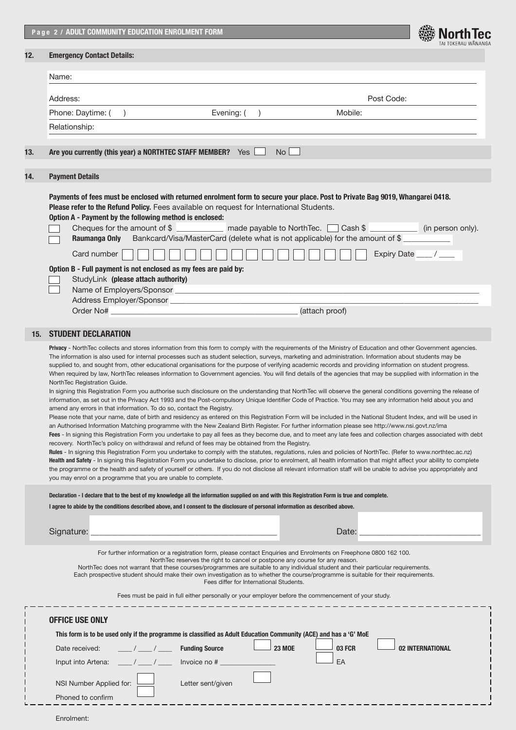## 12. Emergency Contact Details:

Name: \_\_\_\_\_\_\_\_\_\_\_\_\_\_\_\_\_\_\_\_\_\_\_\_\_\_\_\_\_\_\_\_\_\_\_\_\_\_\_\_

Address: \_\_\_\_\_\_\_\_\_\_\_\_\_\_\_\_\_\_\_\_\_\_\_\_\_\_\_\_ Post Code: \_\_\_\_\_\_\_\_\_\_

Phone: Daytime: (    ) Evening: (    ) Mobile:

Relationship: \_\_\_\_\_\_\_\_\_\_\_\_\_\_\_\_\_\_\_\_\_\_\_\_\_\_\_\_\_\_\_\_\_\_\_\_\_\_\_\_

## 13. Are you currently (this year) a NORTHTEC STAFF MEMBER? Yes ☐ No ☐

## 14. Payment Details

**Payments of fees must be enclosed with returned enrolment form to secure your place. Post to Private Bag 9019, Whangarei 0418.**
**Please refer to the Refund Policy.** Fees available on request for International Students.

**Option A - Payment by the following method is enclosed:**

☐ Cheques for the amount of $ \_\_\_\_\_\_\_\_\_\_ made payable to NorthTec. ☐ Cash $ \_\_\_\_\_\_\_\_\_\_ (in person only).

☐ **Raumanga Only** Bankcard/Visa/MasterCard (delete what is not applicable) for the amount of $ \_\_\_\_\_\_\_\_\_\_

Card number ☐☐☐☐☐☐☐☐☐☐☐☐☐☐☐☐☐☐☐☐ Expiry Date \_\_\_\_ / \_\_\_\_

**Option B - Full payment is not enclosed as my fees are paid by:**

☐ StudyLink **(please attach authority)**

☐ Name of Employers/Sponsor \_\_\_\_\_\_\_\_\_\_\_\_\_\_\_\_\_\_\_\_\_\_\_\_\_\_\_\_\_\_\_\_\_\_\_\_\_\_\_\_

Address Employer/Sponsor \_\_\_\_\_\_\_\_\_\_\_\_\_\_\_\_\_\_\_\_\_\_\_\_\_\_\_\_\_\_\_\_\_\_\_\_\_\_\_\_

Order No# \_\_\_\_\_\_\_\_\_\_\_\_\_\_\_\_\_\_\_\_\_\_\_\_\_\_\_\_\_\_\_\_ (attach proof)

## 15. STUDENT DECLARATION

**Privacy** - NorthTec collects and stores information from this form to comply with the requirements of the Ministry of Education and other Government agencies. The information is also used for internal processes such as student selection, surveys, marketing and administration. Information about students may be supplied to, and sought from, other educational organisations for the purpose of verifying academic records and providing information on student progress. When required by law, NorthTec releases information to Government agencies. You will find details of the agencies that may be supplied with information in the NorthTec Registration Guide.

In signing this Registration Form you authorise such disclosure on the understanding that NorthTec will observe the general conditions governing the release of information, as set out in the Privacy Act 1993 and the Post-compulsory Unique Identifier Code of Practice. You may see any information held about you and amend any errors in that information. To do so, contact the Registry.

Please note that your name, date of birth and residency as entered on this Registration Form will be included in the National Student Index, and will be used in an Authorised Information Matching programme with the New Zealand Birth Register. For further information please see http://www.nsi.govt.nz/ima

**Fees** - In signing this Registration Form you undertake to pay all fees as they become due, and to meet any late fees and collection charges associated with debt recovery. NorthTec's policy on withdrawal and refund of fees may be obtained from the Registry.

**Rules** - In signing this Registration Form you undertake to comply with the statutes, regulations, rules and policies of NorthTec. (Refer to www.northtec.ac.nz)

**Health and Safety** - In signing this Registration Form you undertake to disclose, prior to enrolment, all health information that might affect your ability to complete the programme or the health and safety of yourself or others. If you do not disclose all relevant information staff will be unable to advise you appropriately and you may enrol on a programme that you are unable to complete.

**Declaration - I declare that to the best of my knowledge all the information supplied on and with this Registration Form is true and complete.**

**I agree to abide by the conditions described above, and I consent to the disclosure of personal information as described above.**

Signature: \_\_\_\_\_\_\_\_\_\_\_\_\_\_\_\_\_\_\_\_\_\_\_\_\_\_\_\_ Date: \_\_\_\_\_\_\_\_\_\_\_\_\_\_\_\_\_\_

For further information or a registration form, please contact Enquiries and Enrolments on Freephone 0800 162 100.
NorthTec reserves the right to cancel or postpone any course for any reason.
NorthTec does not warrant that these courses/programmes are suitable to any individual student and their particular requirements.
Each prospective student should make their own investigation as to whether the course/programme is suitable for their requirements.
Fees differ for International Students.

Fees must be paid in full either personally or your employer before the commencement of your study.

### OFFICE USE ONLY

**This form is to be used only if the programme is classified as Adult Education Community (ACE) and has a 'G' MoE**

Date received: \_\_\_\_ / \_\_\_\_ / \_\_\_\_ **Funding Source** ☐ **23 MOE** ☐ **03 FCR** ☐ **02 INTERNATIONAL**

Input into Artena: \_\_\_\_ / \_\_\_\_ / \_\_\_\_ Invoice no # \_\_\_\_\_\_\_\_\_\_ ☐ EA

NSI Number Applied for: ☐ Letter sent/given ☐

Phoned to confirm ☐

Enrolment: